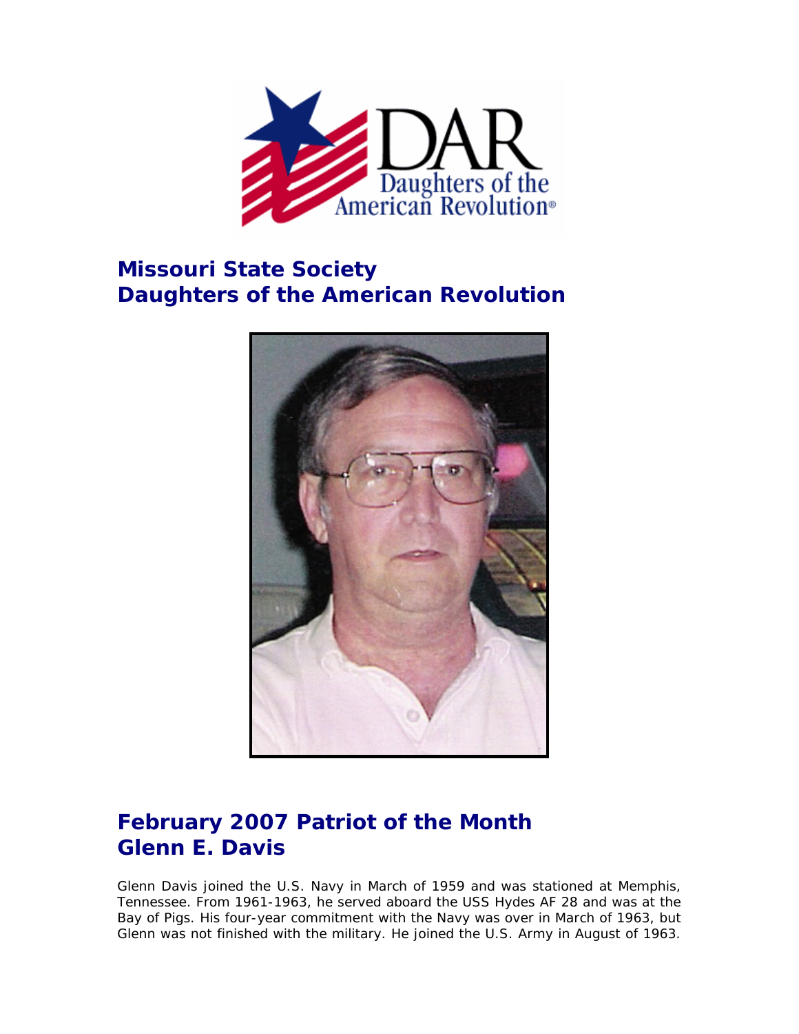## Missouri State Society
## Daughters of the American Revolution

## February 2007 Patriot of the Month
## Glenn E. Davis

Glenn Davis joined the U.S. Navy in March of 1959 and was stationed at Memphis, Tennessee. From 1961-1963, he served aboard the USS Hydes AF 28 and was at the Bay of Pigs. His four-year commitment with the Navy was over in March of 1963, but Glenn was not finished with the military. He joined the U.S. Army in August of 1963.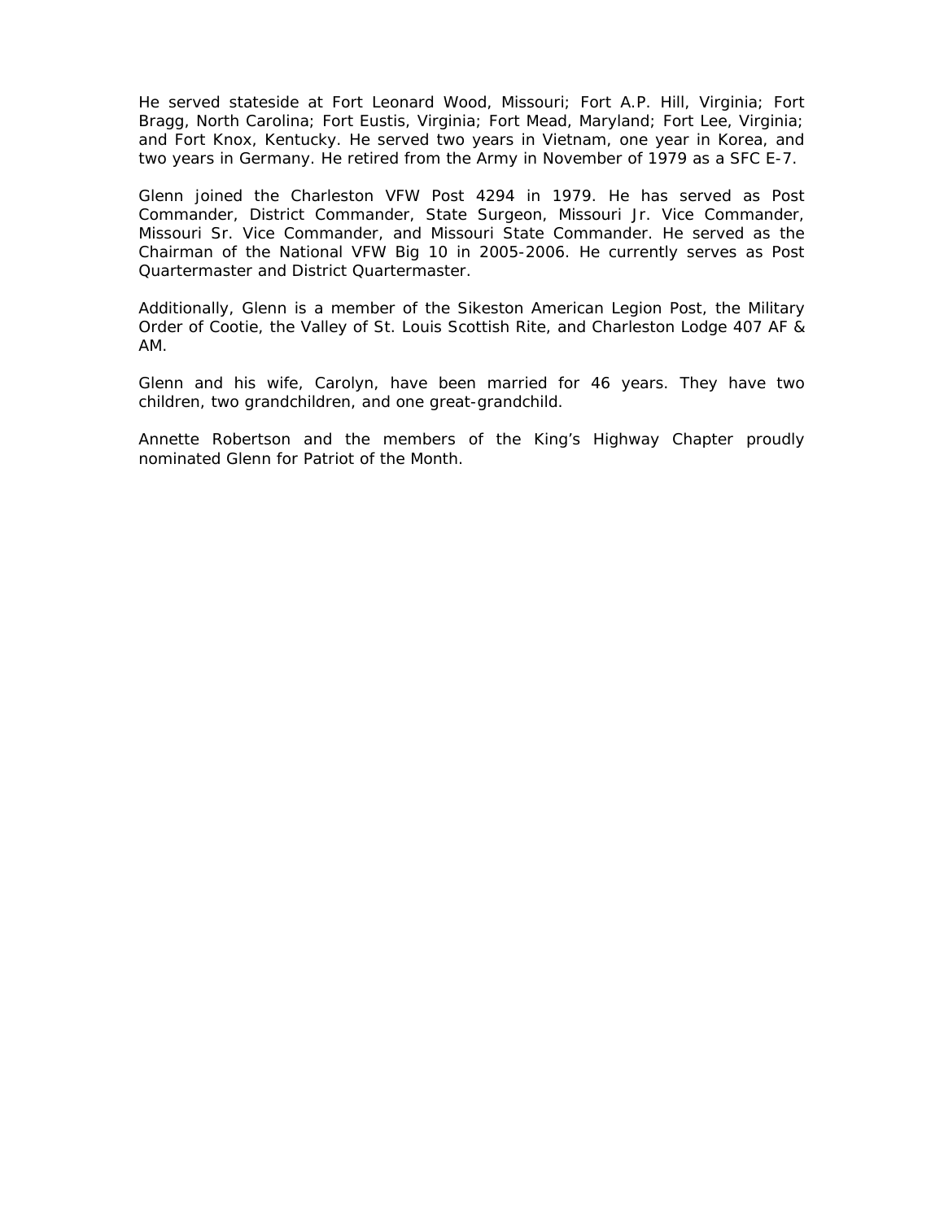He served stateside at Fort Leonard Wood, Missouri; Fort A.P. Hill, Virginia; Fort Bragg, North Carolina; Fort Eustis, Virginia; Fort Mead, Maryland; Fort Lee, Virginia; and Fort Knox, Kentucky. He served two years in Vietnam, one year in Korea, and two years in Germany. He retired from the Army in November of 1979 as a SFC E-7.

Glenn joined the Charleston VFW Post 4294 in 1979. He has served as Post Commander, District Commander, State Surgeon, Missouri Jr. Vice Commander, Missouri Sr. Vice Commander, and Missouri State Commander. He served as the Chairman of the National VFW Big 10 in 2005-2006. He currently serves as Post Quartermaster and District Quartermaster.

Additionally, Glenn is a member of the Sikeston American Legion Post, the Military Order of Cootie, the Valley of St. Louis Scottish Rite, and Charleston Lodge 407 AF & AM.

Glenn and his wife, Carolyn, have been married for 46 years. They have two children, two grandchildren, and one great-grandchild.

Annette Robertson and the members of the King's Highway Chapter proudly nominated Glenn for Patriot of the Month.